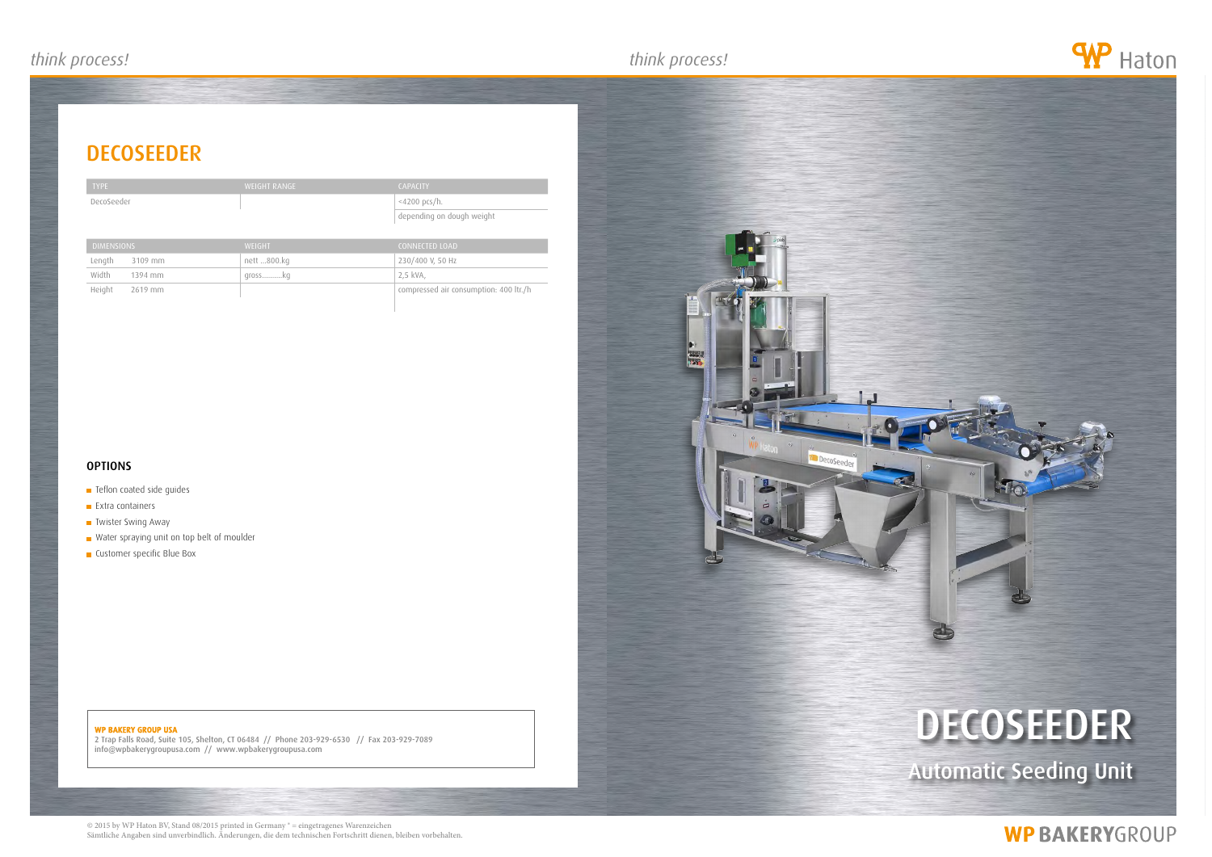# DECOSEEDER

| TYPE | WEIGHT RANGE | CAPACITY |
|---|---|---|
| DecoSeeder | | <4200 pcs/h. |
| | | depending on dough weight |

| DIMENSIONS | | WEIGHT | CONNECTED LOAD |
|---|---|---|---|
| Length | 3109 mm | nett ...800.kg | 230/400 V, 50 Hz |
| Width | 1394 mm | gross..........kg | 2,5 kVA, |
| Height | 2619 mm | | compressed air consumption: 400 ltr./h |

### OPTIONS

- Teflon coated side guides
- Extra containers
- Twister Swing Away
- Water spraying unit on top belt of moulder
- Customer specific Blue Box

**WP BAKERY GROUP USA**
2 Trap Falls Road, Suite 105, Shelton, CT 06484 // Phone 203-929-6530 // Fax 203-929-7089
info@wpbakerygroupusa.com // www.wpbakerygroupusa.com

# DECOSEEDER

## Automatic Seeding Unit

© 2015 by WP Haton BV, Stand 08/2015 printed in Germany ® = eingetragenes Warenzeichen
Sämtliche Angaben sind unverbindlich. Änderungen, die dem technischen Fortschritt dienen, bleiben vorbehalten.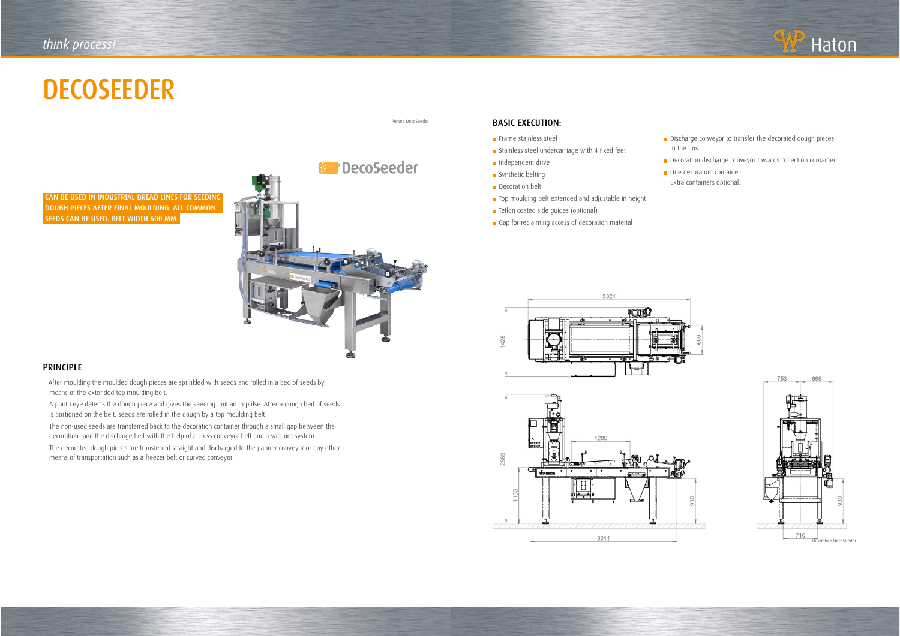# DECOSEEDER

**CAN BE USED IN INDUSTRIAL BREAD LINES FOR SEEDING DOUGH PIECES AFTER FINAL MOULDING. ALL COMMON SEEDS CAN BE USED. BELT WIDTH 600 MM.**

Picture DecoSeeder

## PRINCIPLE

After moulding the moulded dough pieces are sprinkled with seeds and rolled in a bed of seeds by means of the extended top moulding belt.

A photo eye detects the dough piece and gives the seeding unit an impulse. After a dough bed of seeds is portioned on the belt, seeds are rolled in the dough by a top moulding belt.

The non-used seeds are transferred back to the decoration container through a small gap between the decoration- and the discharge belt with the help of a cross conveyor belt and a vacuum system.

The decorated dough pieces are transferred straight and discharged to the panner conveyor or any other means of transportation such as a freezer belt or curved conveyor.

## BASIC EXECUTION:

- Frame stainless steel
- Stainless steel undercarriage with 4 fixed feet
- Independent drive
- Synthetic belting
- Decoration belt
- Top moulding belt extended and adjustable in height
- Teflon coated side guides (optional)
- Gap for reclaiming access of decoration material
- Discharge conveyor to transfer the decorated dough pieces in the tins
- Decoration discharge conveyor towards collection container
- One decoration container. Extra containers optional.

3324
1425
600
1200
2659
1160
930
3011
753
669
930
710

Illustration DecoSeeder